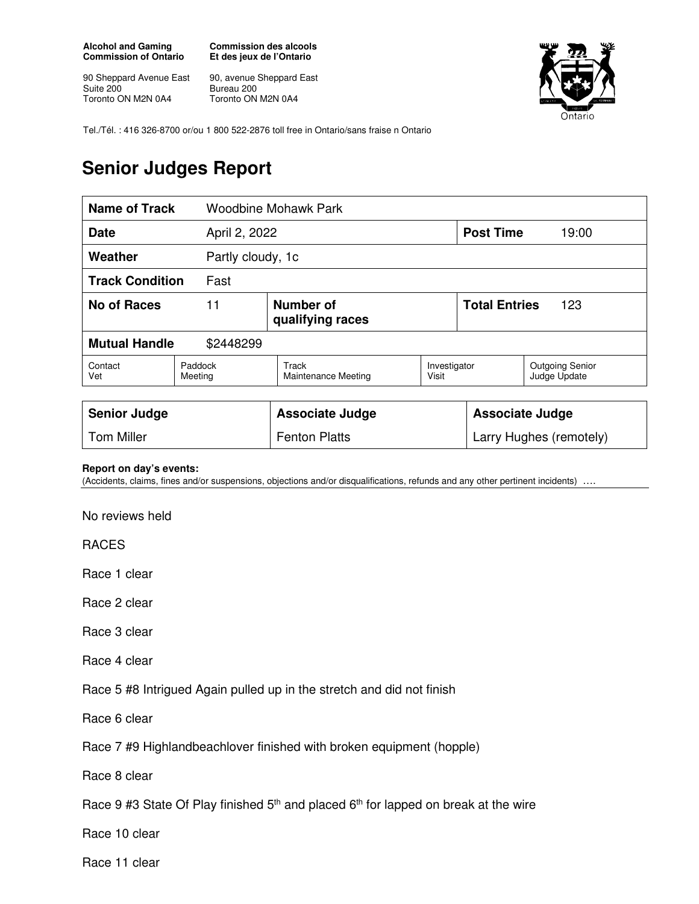**Alcohol and Gaming Commission of Ontario**

90 Sheppard Avenue East
Suite 200
Toronto ON M2N 0A4

**Commission des alcools Et des jeux de l'Ontario**

90, avenue Sheppard East
Bureau 200
Toronto ON M2N 0A4

Tel./Tél. : 416 326-8700 or/ou 1 800 522-2876 toll free in Ontario/sans fraise n Ontario

# Senior Judges Report

| **Name of Track** | Woodbine Mohawk Park | | | | |
|---|---|---|---|---|---|
| **Date** | April 2, 2022 | | | **Post Time** | 19:00 |
| **Weather** | Partly cloudy, 1c | | | | |
| **Track Condition** | Fast | | | | |
| **No of Races** | 11 | **Number of qualifying races** | | **Total Entries** | 123 |
| **Mutual Handle** | $2448299 | | | | |
| Contact Vet | Paddock Meeting | Track Maintenance Meeting | Investigator Visit | Outgoing Senior Judge Update | |

| **Senior Judge** | **Associate Judge** | **Associate Judge** |
|---|---|---|
| Tom Miller | Fenton Platts | Larry Hughes (remotely) |

**Report on day's events:**
(Accidents, claims, fines and/or suspensions, objections and/or disqualifications, refunds and any other pertinent incidents) ….

No reviews held

RACES

Race 1 clear

Race 2 clear

Race 3 clear

Race 4 clear

Race 5 #8 Intrigued Again pulled up in the stretch and did not finish

Race 6 clear

Race 7 #9 Highlandbeachlover finished with broken equipment (hopple)

Race 8 clear

Race 9 #3 State Of Play finished 5th and placed 6th for lapped on break at the wire

Race 10 clear

Race 11 clear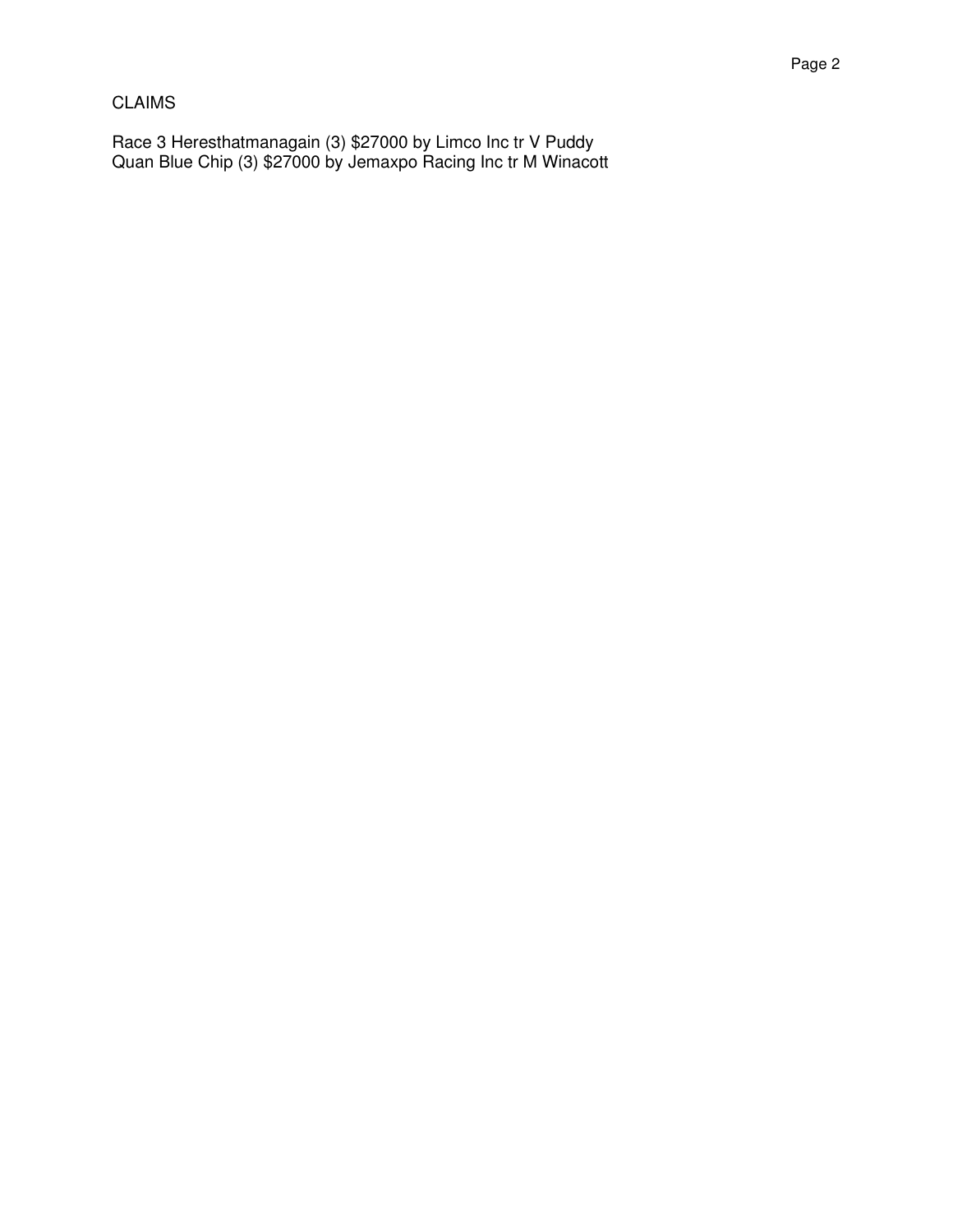CLAIMS

Race 3 Heresthatmanagain (3) $27000 by Limco Inc tr V Puddy
Quan Blue Chip (3) $27000 by Jemaxpo Racing Inc tr M Winacott